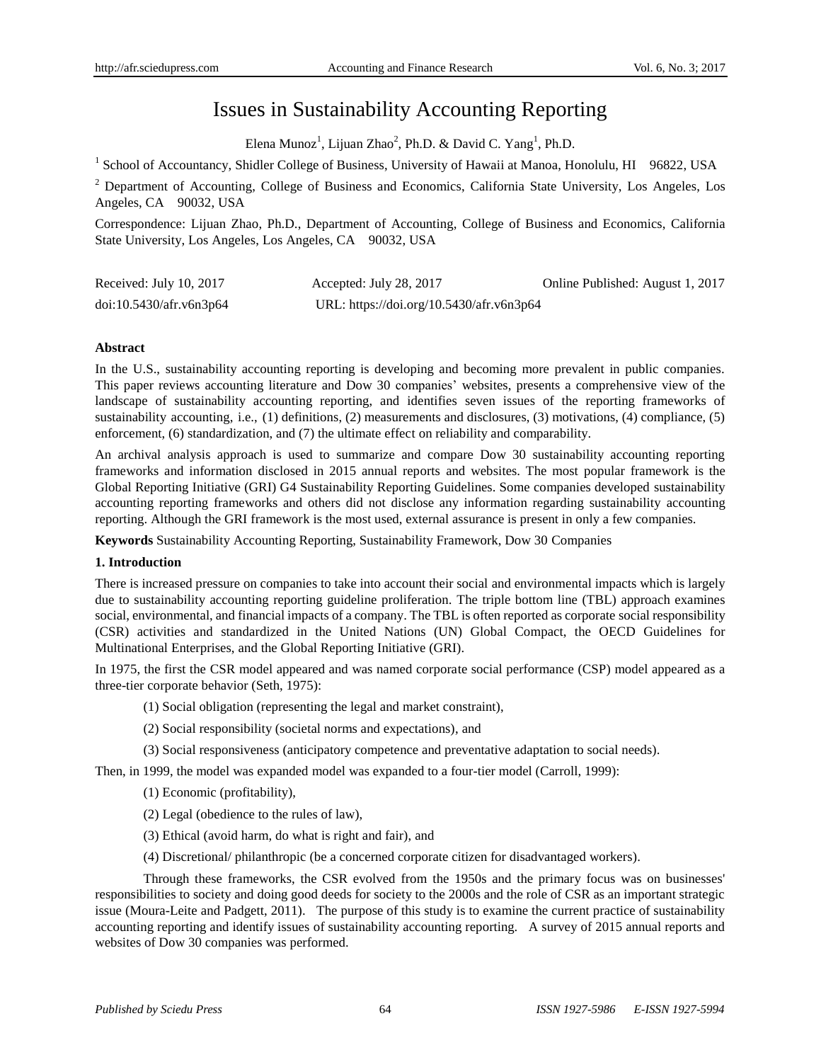# Issues in Sustainability Accounting Reporting

Elena Munoz[1], Lijuan Zhao[2], Ph.D. & David C. Yang[1], Ph.D.

[1] School of Accountancy, Shidler College of Business, University of Hawaii at Manoa, Honolulu, HI 96822, USA

[2] Department of Accounting, College of Business and Economics, California State University, Los Angeles, Los Angeles, CA 90032, USA

Correspondence: Lijuan Zhao, Ph.D., Department of Accounting, College of Business and Economics, California State University, Los Angeles, Los Angeles, CA 90032, USA

Received: July 10, 2017 Accepted: July 28, 2017 Online Published: August 1, 2017

doi:10.5430/afr.v6n3p64 URL: https://doi.org/10.5430/afr.v6n3p64

**Abstract**

In the U.S., sustainability accounting reporting is developing and becoming more prevalent in public companies. This paper reviews accounting literature and Dow 30 companies' websites, presents a comprehensive view of the landscape of sustainability accounting reporting, and identifies seven issues of the reporting frameworks of sustainability accounting, i.e., (1) definitions, (2) measurements and disclosures, (3) motivations, (4) compliance, (5) enforcement, (6) standardization, and (7) the ultimate effect on reliability and comparability.

An archival analysis approach is used to summarize and compare Dow 30 sustainability accounting reporting frameworks and information disclosed in 2015 annual reports and websites. The most popular framework is the Global Reporting Initiative (GRI) G4 Sustainability Reporting Guidelines. Some companies developed sustainability accounting reporting frameworks and others did not disclose any information regarding sustainability accounting reporting. Although the GRI framework is the most used, external assurance is present in only a few companies.

**Keywords** Sustainability Accounting Reporting, Sustainability Framework, Dow 30 Companies

## 1. Introduction

There is increased pressure on companies to take into account their social and environmental impacts which is largely due to sustainability accounting reporting guideline proliferation. The triple bottom line (TBL) approach examines social, environmental, and financial impacts of a company. The TBL is often reported as corporate social responsibility (CSR) activities and standardized in the United Nations (UN) Global Compact, the OECD Guidelines for Multinational Enterprises, and the Global Reporting Initiative (GRI).

In 1975, the first the CSR model appeared and was named corporate social performance (CSP) model appeared as a three-tier corporate behavior (Seth, 1975):

(1) Social obligation (representing the legal and market constraint),

(2) Social responsibility (societal norms and expectations), and

(3) Social responsiveness (anticipatory competence and preventative adaptation to social needs).

Then, in 1999, the model was expanded model was expanded to a four-tier model (Carroll, 1999):

(1) Economic (profitability),

(2) Legal (obedience to the rules of law),

(3) Ethical (avoid harm, do what is right and fair), and

(4) Discretional/ philanthropic (be a concerned corporate citizen for disadvantaged workers).

Through these frameworks, the CSR evolved from the 1950s and the primary focus was on businesses' responsibilities to society and doing good deeds for society to the 2000s and the role of CSR as an important strategic issue (Moura-Leite and Padgett, 2011). The purpose of this study is to examine the current practice of sustainability accounting reporting and identify issues of sustainability accounting reporting. A survey of 2015 annual reports and websites of Dow 30 companies was performed.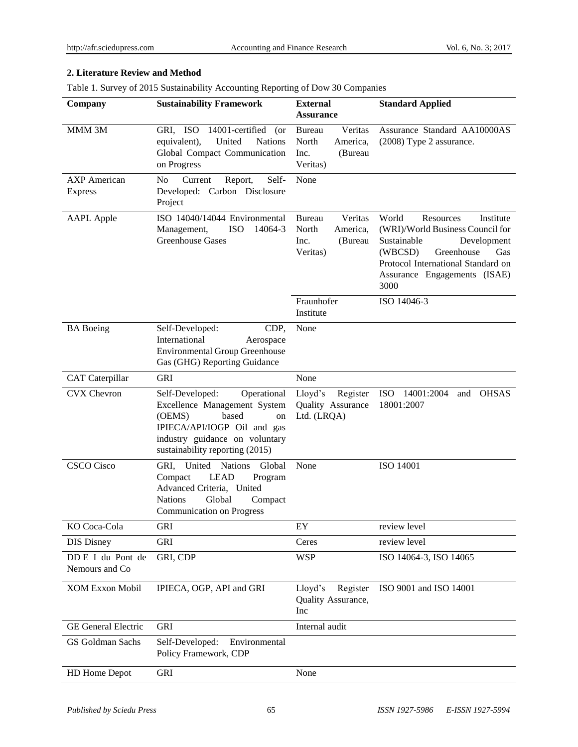## 2. Literature Review and Method

Table 1. Survey of 2015 Sustainability Accounting Reporting of Dow 30 Companies

| Company | Sustainability Framework | External Assurance | Standard Applied |
|---|---|---|---|
| MMM 3M | GRI, ISO 14001-certified (or equivalent), United Nations Global Compact Communication on Progress | Bureau Veritas North America, Inc. (Bureau Veritas) | Assurance Standard AA10000AS (2008) Type 2 assurance. |
| AXP American Express | No Current Report, Self-Developed: Carbon Disclosure Project | None | |
| AAPL Apple | ISO 14040/14044 Environmental Management, ISO 14064-3 Greenhouse Gases | Bureau Veritas North America, Inc. (Bureau Veritas) | World Resources Institute (WRI)/World Business Council for Sustainable Development (WBCSD) Greenhouse Gas Protocol International Standard on Assurance Engagements (ISAE) 3000 |
| | | Fraunhofer Institute | ISO 14046-3 |
| BA Boeing | Self-Developed: CDP, International Aerospace Environmental Group Greenhouse Gas (GHG) Reporting Guidance | None | |
| CAT Caterpillar | GRI | None | |
| CVX Chevron | Self-Developed: Operational Excellence Management System (OEMS) based on IPIECA/API/IOGP Oil and gas industry guidance on voluntary sustainability reporting (2015) | Lloyd's Register Quality Assurance Ltd. (LRQA) | ISO 14001:2004 and OHSAS 18001:2007 |
| CSCO Cisco | GRI, United Nations Global Compact LEAD Program Advanced Criteria, United Nations Global Compact Communication on Progress | None | ISO 14001 |
| KO Coca-Cola | GRI | EY | review level |
| DIS Disney | GRI | Ceres | review level |
| DD E I du Pont de Nemours and Co | GRI, CDP | WSP | ISO 14064-3, ISO 14065 |
| XOM Exxon Mobil | IPIECA, OGP, API and GRI | Lloyd's Register Quality Assurance, Inc | ISO 9001 and ISO 14001 |
| GE General Electric | GRI | Internal audit | |
| GS Goldman Sachs | Self-Developed: Environmental Policy Framework, CDP | | |
| HD Home Depot | GRI | None | |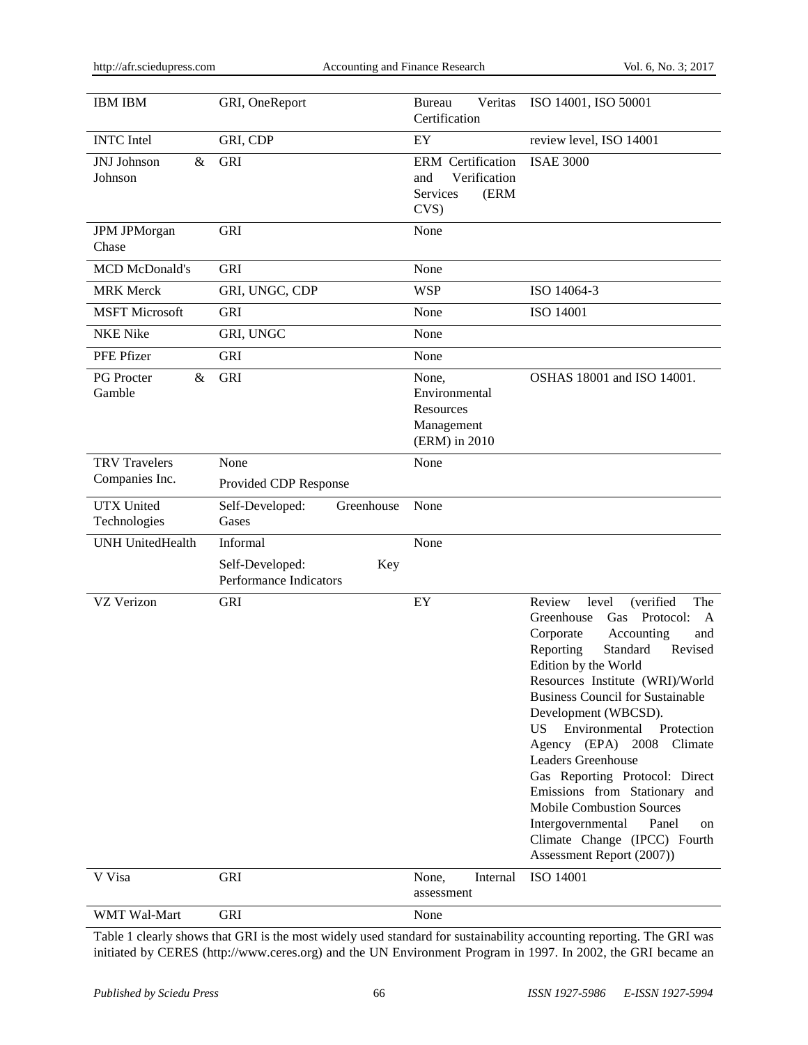| | | | |
|---|---|---|---|
| IBM IBM | GRI, OneReport | Bureau Veritas Certification | ISO 14001, ISO 50001 |
| INTC Intel | GRI, CDP | EY | review level, ISO 14001 |
| JNJ Johnson & Johnson | GRI | ERM Certification and Verification Services (ERM CVS) | ISAE 3000 |
| JPM JPMorgan Chase | GRI | None | |
| MCD McDonald's | GRI | None | |
| MRK Merck | GRI, UNGC, CDP | WSP | ISO 14064-3 |
| MSFT Microsoft | GRI | None | ISO 14001 |
| NKE Nike | GRI, UNGC | None | |
| PFE Pfizer | GRI | None | |
| PG Procter & Gamble | GRI | None, Environmental Resources Management (ERM) in 2010 | OSHAS 18001 and ISO 14001. |
| TRV Travelers Companies Inc. | None<br>Provided CDP Response | None | |
| UTX United Technologies | Self-Developed: Greenhouse Gases | None | |
| UNH UnitedHealth | Informal<br>Self-Developed: Key Performance Indicators | None | |
| VZ Verizon | GRI | EY | Review level (verified The Greenhouse Gas Protocol: A Corporate Accounting and Reporting Standard Revised Edition by the World Resources Institute (WRI)/World Business Council for Sustainable Development (WBCSD).<br>US Environmental Protection Agency (EPA) 2008 Climate Leaders Greenhouse Gas Reporting Protocol: Direct Emissions from Stationary and Mobile Combustion Sources Intergovernmental Panel on Climate Change (IPCC) Fourth Assessment Report (2007)) |
| V Visa | GRI | None, Internal assessment | ISO 14001 |
| WMT Wal-Mart | GRI | None | |

Table 1 clearly shows that GRI is the most widely used standard for sustainability accounting reporting. The GRI was initiated by CERES (http://www.ceres.org) and the UN Environment Program in 1997. In 2002, the GRI became an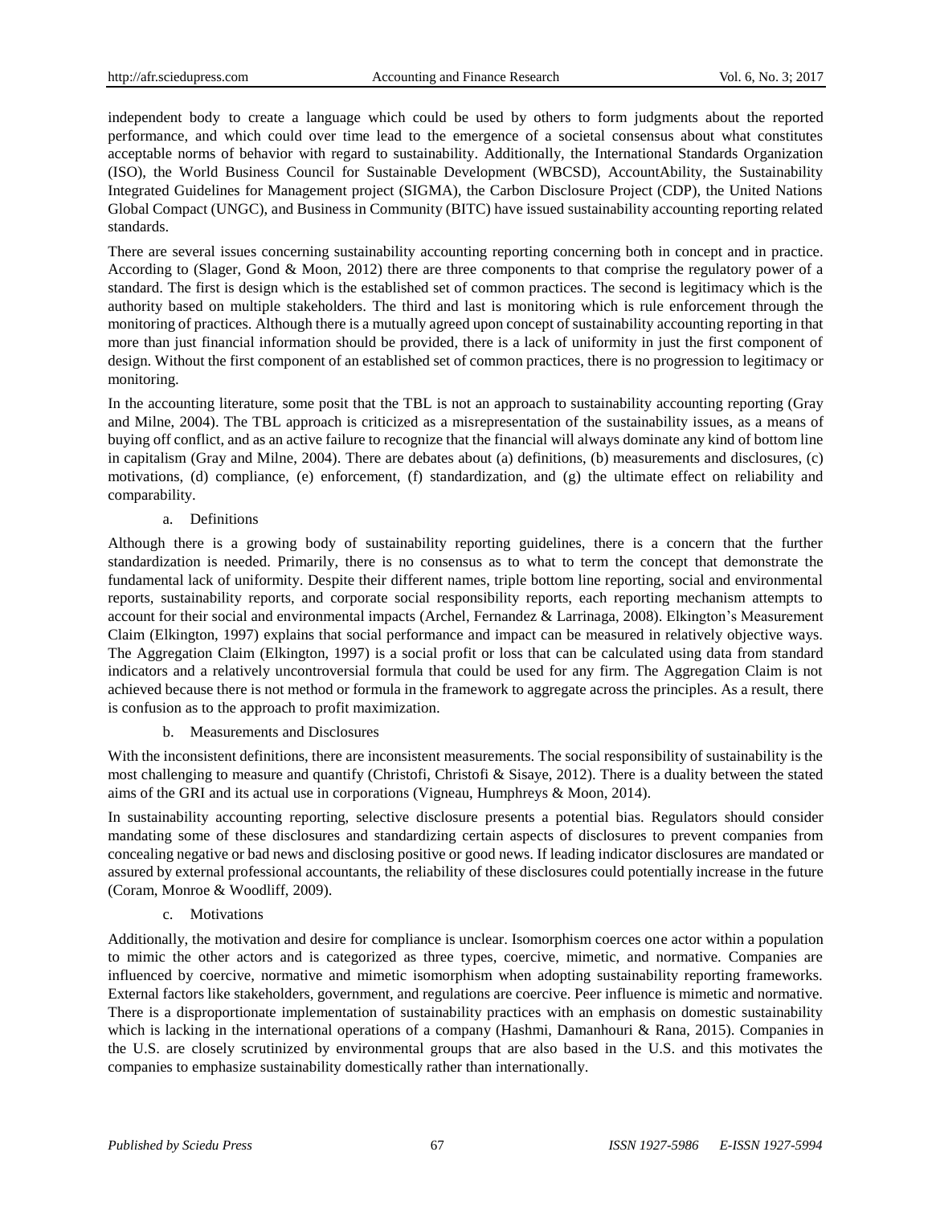independent body to create a language which could be used by others to form judgments about the reported performance, and which could over time lead to the emergence of a societal consensus about what constitutes acceptable norms of behavior with regard to sustainability. Additionally, the International Standards Organization (ISO), the World Business Council for Sustainable Development (WBCSD), AccountAbility, the Sustainability Integrated Guidelines for Management project (SIGMA), the Carbon Disclosure Project (CDP), the United Nations Global Compact (UNGC), and Business in Community (BITC) have issued sustainability accounting reporting related standards.

There are several issues concerning sustainability accounting reporting concerning both in concept and in practice. According to (Slager, Gond & Moon, 2012) there are three components to that comprise the regulatory power of a standard. The first is design which is the established set of common practices. The second is legitimacy which is the authority based on multiple stakeholders. The third and last is monitoring which is rule enforcement through the monitoring of practices. Although there is a mutually agreed upon concept of sustainability accounting reporting in that more than just financial information should be provided, there is a lack of uniformity in just the first component of design. Without the first component of an established set of common practices, there is no progression to legitimacy or monitoring.

In the accounting literature, some posit that the TBL is not an approach to sustainability accounting reporting (Gray and Milne, 2004). The TBL approach is criticized as a misrepresentation of the sustainability issues, as a means of buying off conflict, and as an active failure to recognize that the financial will always dominate any kind of bottom line in capitalism (Gray and Milne, 2004). There are debates about (a) definitions, (b) measurements and disclosures, (c) motivations, (d) compliance, (e) enforcement, (f) standardization, and (g) the ultimate effect on reliability and comparability.

a. Definitions

Although there is a growing body of sustainability reporting guidelines, there is a concern that the further standardization is needed. Primarily, there is no consensus as to what to term the concept that demonstrate the fundamental lack of uniformity. Despite their different names, triple bottom line reporting, social and environmental reports, sustainability reports, and corporate social responsibility reports, each reporting mechanism attempts to account for their social and environmental impacts (Archel, Fernandez & Larrinaga, 2008). Elkington's Measurement Claim (Elkington, 1997) explains that social performance and impact can be measured in relatively objective ways. The Aggregation Claim (Elkington, 1997) is a social profit or loss that can be calculated using data from standard indicators and a relatively uncontroversial formula that could be used for any firm. The Aggregation Claim is not achieved because there is not method or formula in the framework to aggregate across the principles. As a result, there is confusion as to the approach to profit maximization.

b. Measurements and Disclosures

With the inconsistent definitions, there are inconsistent measurements. The social responsibility of sustainability is the most challenging to measure and quantify (Christofi, Christofi & Sisaye, 2012). There is a duality between the stated aims of the GRI and its actual use in corporations (Vigneau, Humphreys & Moon, 2014).

In sustainability accounting reporting, selective disclosure presents a potential bias. Regulators should consider mandating some of these disclosures and standardizing certain aspects of disclosures to prevent companies from concealing negative or bad news and disclosing positive or good news. If leading indicator disclosures are mandated or assured by external professional accountants, the reliability of these disclosures could potentially increase in the future (Coram, Monroe & Woodliff, 2009).

c. Motivations

Additionally, the motivation and desire for compliance is unclear. Isomorphism coerces one actor within a population to mimic the other actors and is categorized as three types, coercive, mimetic, and normative. Companies are influenced by coercive, normative and mimetic isomorphism when adopting sustainability reporting frameworks. External factors like stakeholders, government, and regulations are coercive. Peer influence is mimetic and normative. There is a disproportionate implementation of sustainability practices with an emphasis on domestic sustainability which is lacking in the international operations of a company (Hashmi, Damanhouri & Rana, 2015). Companies in the U.S. are closely scrutinized by environmental groups that are also based in the U.S. and this motivates the companies to emphasize sustainability domestically rather than internationally.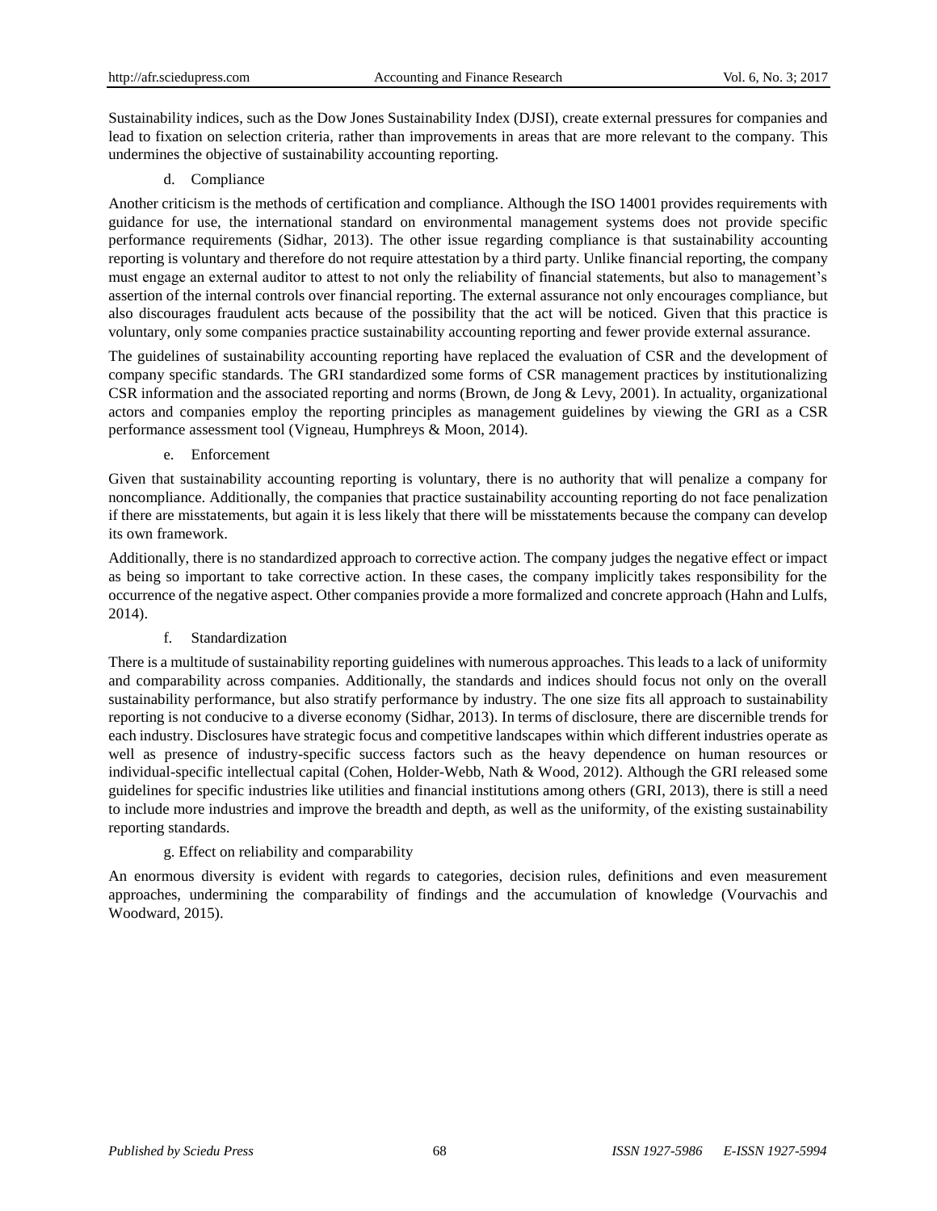Sustainability indices, such as the Dow Jones Sustainability Index (DJSI), create external pressures for companies and lead to fixation on selection criteria, rather than improvements in areas that are more relevant to the company. This undermines the objective of sustainability accounting reporting.

d. Compliance

Another criticism is the methods of certification and compliance. Although the ISO 14001 provides requirements with guidance for use, the international standard on environmental management systems does not provide specific performance requirements (Sidhar, 2013). The other issue regarding compliance is that sustainability accounting reporting is voluntary and therefore do not require attestation by a third party. Unlike financial reporting, the company must engage an external auditor to attest to not only the reliability of financial statements, but also to management's assertion of the internal controls over financial reporting. The external assurance not only encourages compliance, but also discourages fraudulent acts because of the possibility that the act will be noticed. Given that this practice is voluntary, only some companies practice sustainability accounting reporting and fewer provide external assurance.

The guidelines of sustainability accounting reporting have replaced the evaluation of CSR and the development of company specific standards. The GRI standardized some forms of CSR management practices by institutionalizing CSR information and the associated reporting and norms (Brown, de Jong & Levy, 2001). In actuality, organizational actors and companies employ the reporting principles as management guidelines by viewing the GRI as a CSR performance assessment tool (Vigneau, Humphreys & Moon, 2014).

e. Enforcement

Given that sustainability accounting reporting is voluntary, there is no authority that will penalize a company for noncompliance. Additionally, the companies that practice sustainability accounting reporting do not face penalization if there are misstatements, but again it is less likely that there will be misstatements because the company can develop its own framework.

Additionally, there is no standardized approach to corrective action. The company judges the negative effect or impact as being so important to take corrective action. In these cases, the company implicitly takes responsibility for the occurrence of the negative aspect. Other companies provide a more formalized and concrete approach (Hahn and Lulfs, 2014).

f. Standardization

There is a multitude of sustainability reporting guidelines with numerous approaches. This leads to a lack of uniformity and comparability across companies. Additionally, the standards and indices should focus not only on the overall sustainability performance, but also stratify performance by industry. The one size fits all approach to sustainability reporting is not conducive to a diverse economy (Sidhar, 2013). In terms of disclosure, there are discernible trends for each industry. Disclosures have strategic focus and competitive landscapes within which different industries operate as well as presence of industry-specific success factors such as the heavy dependence on human resources or individual-specific intellectual capital (Cohen, Holder-Webb, Nath & Wood, 2012). Although the GRI released some guidelines for specific industries like utilities and financial institutions among others (GRI, 2013), there is still a need to include more industries and improve the breadth and depth, as well as the uniformity, of the existing sustainability reporting standards.

g. Effect on reliability and comparability

An enormous diversity is evident with regards to categories, decision rules, definitions and even measurement approaches, undermining the comparability of findings and the accumulation of knowledge (Vourvachis and Woodward, 2015).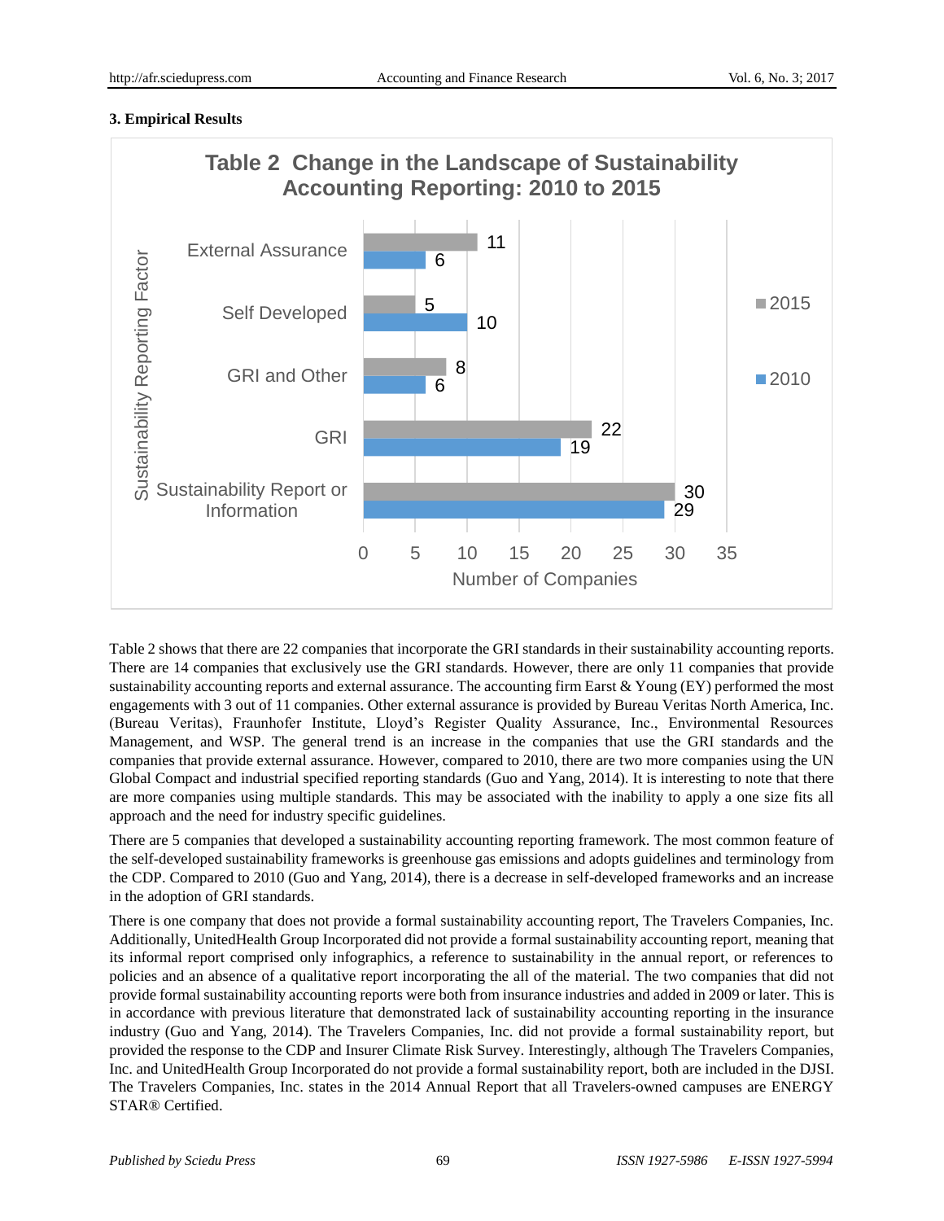## 3. Empirical Results

**Table 2 Change in the Landscape of Sustainability Accounting Reporting: 2010 to 2015**

| Sustainability Reporting Factor | 2015 | 2010 |
|---|---|---|
| External Assurance | 11 | 6 |
| Self Developed | 5 | 10 |
| GRI and Other | 8 | 6 |
| GRI | 22 | 19 |
| Sustainability Report or Information | 30 | 29 |

Number of Companies

Table 2 shows that there are 22 companies that incorporate the GRI standards in their sustainability accounting reports. There are 14 companies that exclusively use the GRI standards. However, there are only 11 companies that provide sustainability accounting reports and external assurance. The accounting firm Earst & Young (EY) performed the most engagements with 3 out of 11 companies. Other external assurance is provided by Bureau Veritas North America, Inc. (Bureau Veritas), Fraunhofer Institute, Lloyd's Register Quality Assurance, Inc., Environmental Resources Management, and WSP. The general trend is an increase in the companies that use the GRI standards and the companies that provide external assurance. However, compared to 2010, there are two more companies using the UN Global Compact and industrial specified reporting standards (Guo and Yang, 2014). It is interesting to note that there are more companies using multiple standards. This may be associated with the inability to apply a one size fits all approach and the need for industry specific guidelines.

There are 5 companies that developed a sustainability accounting reporting framework. The most common feature of the self-developed sustainability frameworks is greenhouse gas emissions and adopts guidelines and terminology from the CDP. Compared to 2010 (Guo and Yang, 2014), there is a decrease in self-developed frameworks and an increase in the adoption of GRI standards.

There is one company that does not provide a formal sustainability accounting report, The Travelers Companies, Inc. Additionally, UnitedHealth Group Incorporated did not provide a formal sustainability accounting report, meaning that its informal report comprised only infographics, a reference to sustainability in the annual report, or references to policies and an absence of a qualitative report incorporating the all of the material. The two companies that did not provide formal sustainability accounting reports were both from insurance industries and added in 2009 or later. This is in accordance with previous literature that demonstrated lack of sustainability accounting reporting in the insurance industry (Guo and Yang, 2014). The Travelers Companies, Inc. did not provide a formal sustainability report, but provided the response to the CDP and Insurer Climate Risk Survey. Interestingly, although The Travelers Companies, Inc. and UnitedHealth Group Incorporated do not provide a formal sustainability report, both are included in the DJSI. The Travelers Companies, Inc. states in the 2014 Annual Report that all Travelers-owned campuses are ENERGY STAR® Certified.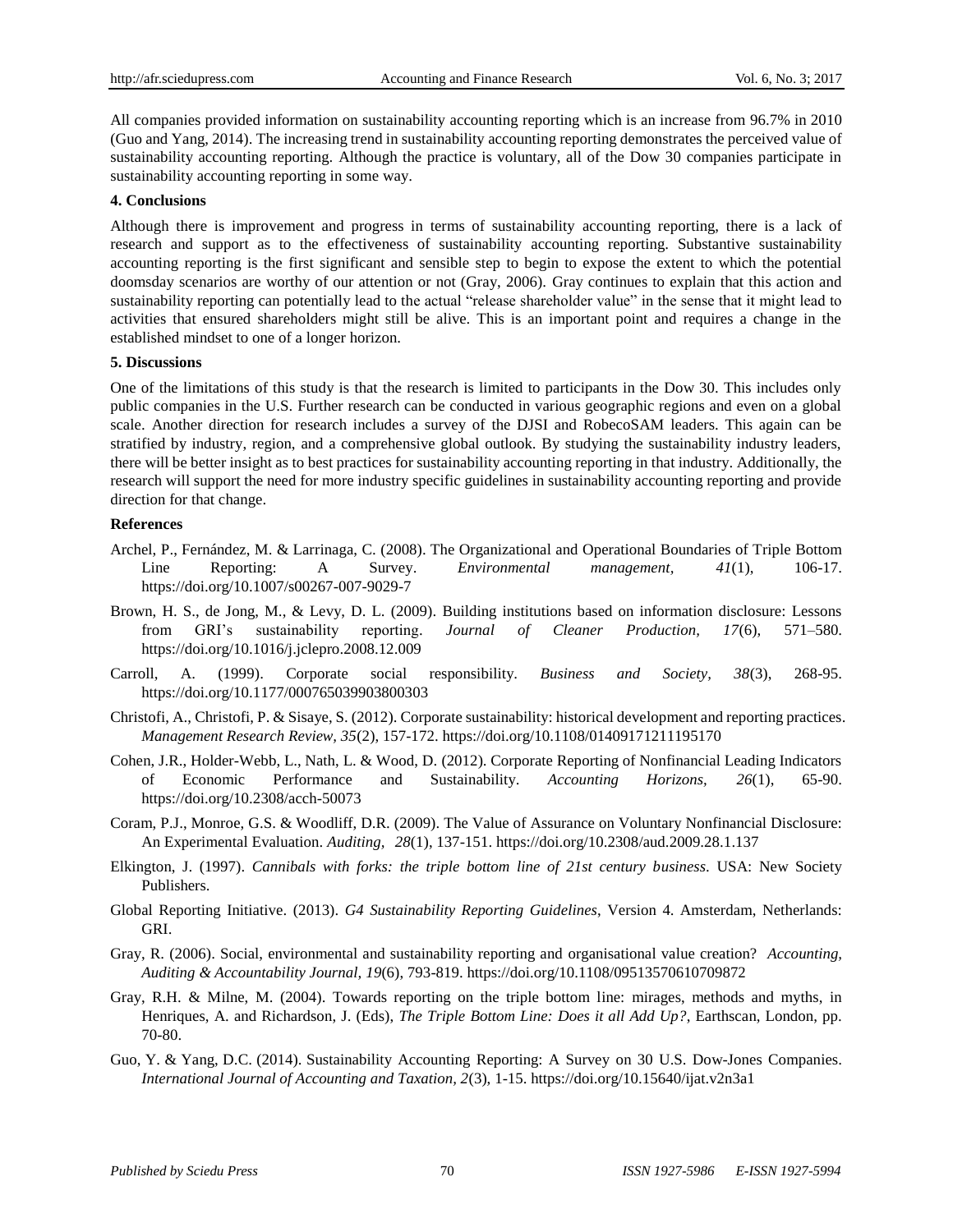All companies provided information on sustainability accounting reporting which is an increase from 96.7% in 2010 (Guo and Yang, 2014). The increasing trend in sustainability accounting reporting demonstrates the perceived value of sustainability accounting reporting. Although the practice is voluntary, all of the Dow 30 companies participate in sustainability accounting reporting in some way.

**4. Conclusions**

Although there is improvement and progress in terms of sustainability accounting reporting, there is a lack of research and support as to the effectiveness of sustainability accounting reporting. Substantive sustainability accounting reporting is the first significant and sensible step to begin to expose the extent to which the potential doomsday scenarios are worthy of our attention or not (Gray, 2006). Gray continues to explain that this action and sustainability reporting can potentially lead to the actual "release shareholder value" in the sense that it might lead to activities that ensured shareholders might still be alive. This is an important point and requires a change in the established mindset to one of a longer horizon.

**5. Discussions**

One of the limitations of this study is that the research is limited to participants in the Dow 30. This includes only public companies in the U.S. Further research can be conducted in various geographic regions and even on a global scale. Another direction for research includes a survey of the DJSI and RobecoSAM leaders. This again can be stratified by industry, region, and a comprehensive global outlook. By studying the sustainability industry leaders, there will be better insight as to best practices for sustainability accounting reporting in that industry. Additionally, the research will support the need for more industry specific guidelines in sustainability accounting reporting and provide direction for that change.

**References**

Archel, P., Fernández, M. & Larrinaga, C. (2008). The Organizational and Operational Boundaries of Triple Bottom Line Reporting: A Survey. *Environmental management, 41*(1), 106-17. https://doi.org/10.1007/s00267-007-9029-7

Brown, H. S., de Jong, M., & Levy, D. L. (2009). Building institutions based on information disclosure: Lessons from GRI's sustainability reporting. *Journal of Cleaner Production, 17*(6), 571–580. https://doi.org/10.1016/j.jclepro.2008.12.009

Carroll, A. (1999). Corporate social responsibility. *Business and Society, 38*(3), 268-95. https://doi.org/10.1177/000765039903800303

Christofi, A., Christofi, P. & Sisaye, S. (2012). Corporate sustainability: historical development and reporting practices. *Management Research Review, 35*(2), 157-172. https://doi.org/10.1108/01409171211195170

Cohen, J.R., Holder-Webb, L., Nath, L. & Wood, D. (2012). Corporate Reporting of Nonfinancial Leading Indicators of Economic Performance and Sustainability. *Accounting Horizons, 26*(1), 65-90. https://doi.org/10.2308/acch-50073

Coram, P.J., Monroe, G.S. & Woodliff, D.R. (2009). The Value of Assurance on Voluntary Nonfinancial Disclosure: An Experimental Evaluation. *Auditing, 28*(1), 137-151. https://doi.org/10.2308/aud.2009.28.1.137

Elkington, J. (1997). *Cannibals with forks: the triple bottom line of 21st century business*. USA: New Society Publishers.

Global Reporting Initiative. (2013). *G4 Sustainability Reporting Guidelines*, Version 4. Amsterdam, Netherlands: GRI.

Gray, R. (2006). Social, environmental and sustainability reporting and organisational value creation? *Accounting, Auditing & Accountability Journal, 19*(6), 793-819. https://doi.org/10.1108/09513570610709872

Gray, R.H. & Milne, M. (2004). Towards reporting on the triple bottom line: mirages, methods and myths, in Henriques, A. and Richardson, J. (Eds), *The Triple Bottom Line: Does it all Add Up?*, Earthscan, London, pp. 70-80.

Guo, Y. & Yang, D.C. (2014). Sustainability Accounting Reporting: A Survey on 30 U.S. Dow-Jones Companies. *International Journal of Accounting and Taxation, 2*(3), 1-15. https://doi.org/10.15640/ijat.v2n3a1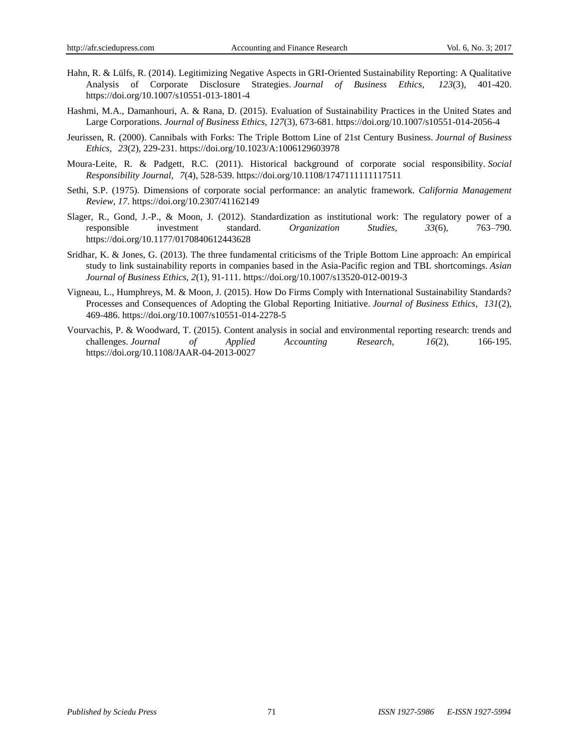Hahn, R. & Lülfs, R. (2014). Legitimizing Negative Aspects in GRI-Oriented Sustainability Reporting: A Qualitative Analysis of Corporate Disclosure Strategies. *Journal of Business Ethics, 123*(3), 401-420. https://doi.org/10.1007/s10551-013-1801-4

Hashmi, M.A., Damanhouri, A. & Rana, D. (2015). Evaluation of Sustainability Practices in the United States and Large Corporations. *Journal of Business Ethics, 127*(3), 673-681. https://doi.org/10.1007/s10551-014-2056-4

Jeurissen, R. (2000). Cannibals with Forks: The Triple Bottom Line of 21st Century Business. *Journal of Business Ethics, 23*(2), 229-231. https://doi.org/10.1023/A:1006129603978

Moura-Leite, R. & Padgett, R.C. (2011). Historical background of corporate social responsibility. *Social Responsibility Journal, 7*(4), 528-539. https://doi.org/10.1108/1747111111117511

Sethi, S.P. (1975). Dimensions of corporate social performance: an analytic framework. *California Management Review, 17*. https://doi.org/10.2307/41162149

Slager, R., Gond, J.-P., & Moon, J. (2012). Standardization as institutional work: The regulatory power of a responsible investment standard. *Organization Studies, 33*(6), 763–790. https://doi.org/10.1177/0170840612443628

Sridhar, K. & Jones, G. (2013). The three fundamental criticisms of the Triple Bottom Line approach: An empirical study to link sustainability reports in companies based in the Asia-Pacific region and TBL shortcomings. *Asian Journal of Business Ethics, 2*(1), 91-111. https://doi.org/10.1007/s13520-012-0019-3

Vigneau, L., Humphreys, M. & Moon, J. (2015). How Do Firms Comply with International Sustainability Standards? Processes and Consequences of Adopting the Global Reporting Initiative. *Journal of Business Ethics, 131*(2), 469-486. https://doi.org/10.1007/s10551-014-2278-5

Vourvachis, P. & Woodward, T. (2015). Content analysis in social and environmental reporting research: trends and challenges. *Journal of Applied Accounting Research, 16*(2), 166-195. https://doi.org/10.1108/JAAR-04-2013-0027